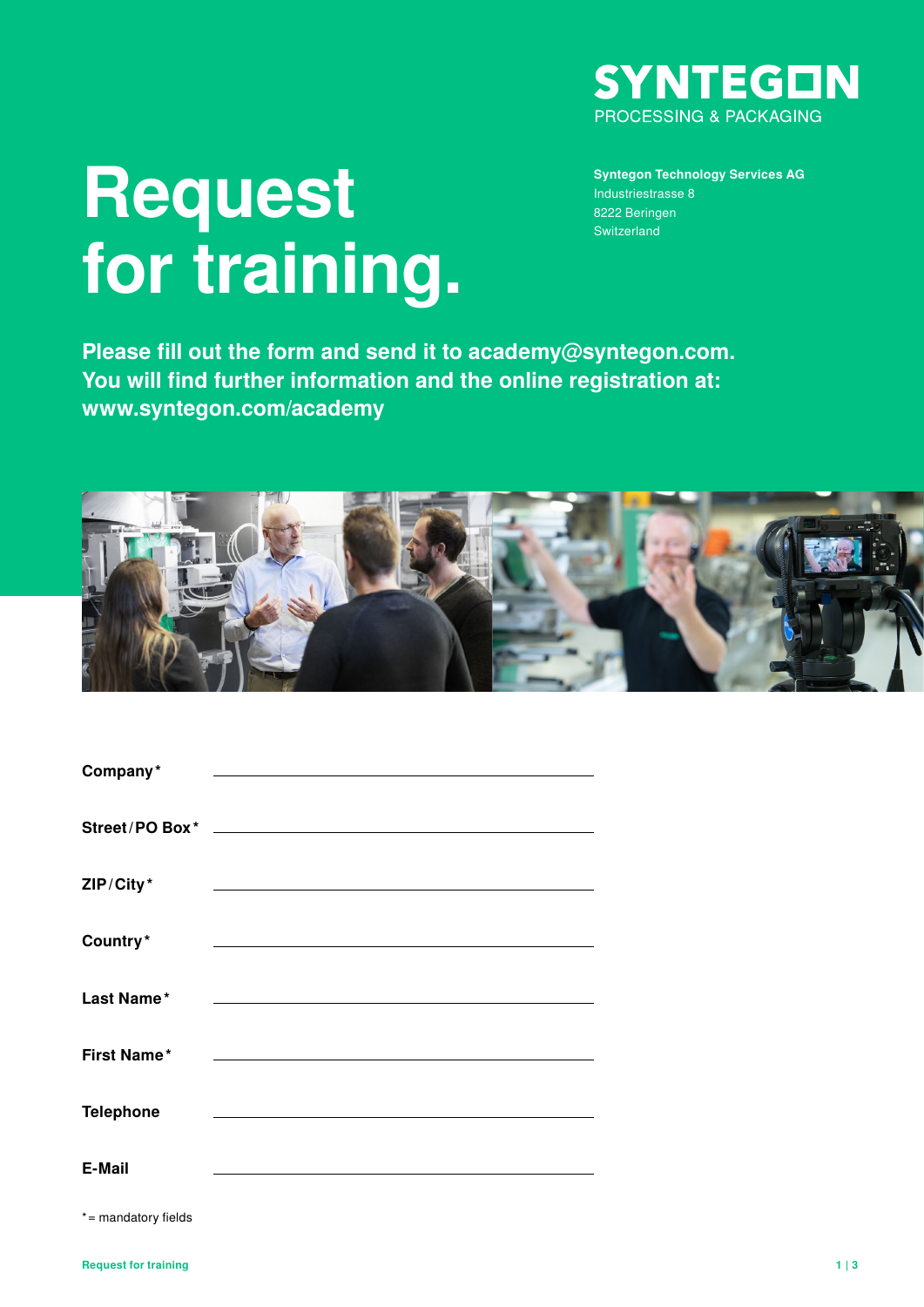SYNTEGON
PROCESSING & PACKAGING

# Request for training.

**Syntegon Technology Services AG**
Industriestrasse 8
8222 Beringen
Switzerland

**Please fill out the form and send it to academy@syntegon.com. You will find further information and the online registration at: www.syntegon.com/academy**

**Company*** ______________________________

**Street / PO Box*** ______________________________

**ZIP / City*** ______________________________

**Country*** ______________________________

**Last Name*** ______________________________

**First Name*** ______________________________

**Telephone** ______________________________

**E-Mail** ______________________________

* = mandatory fields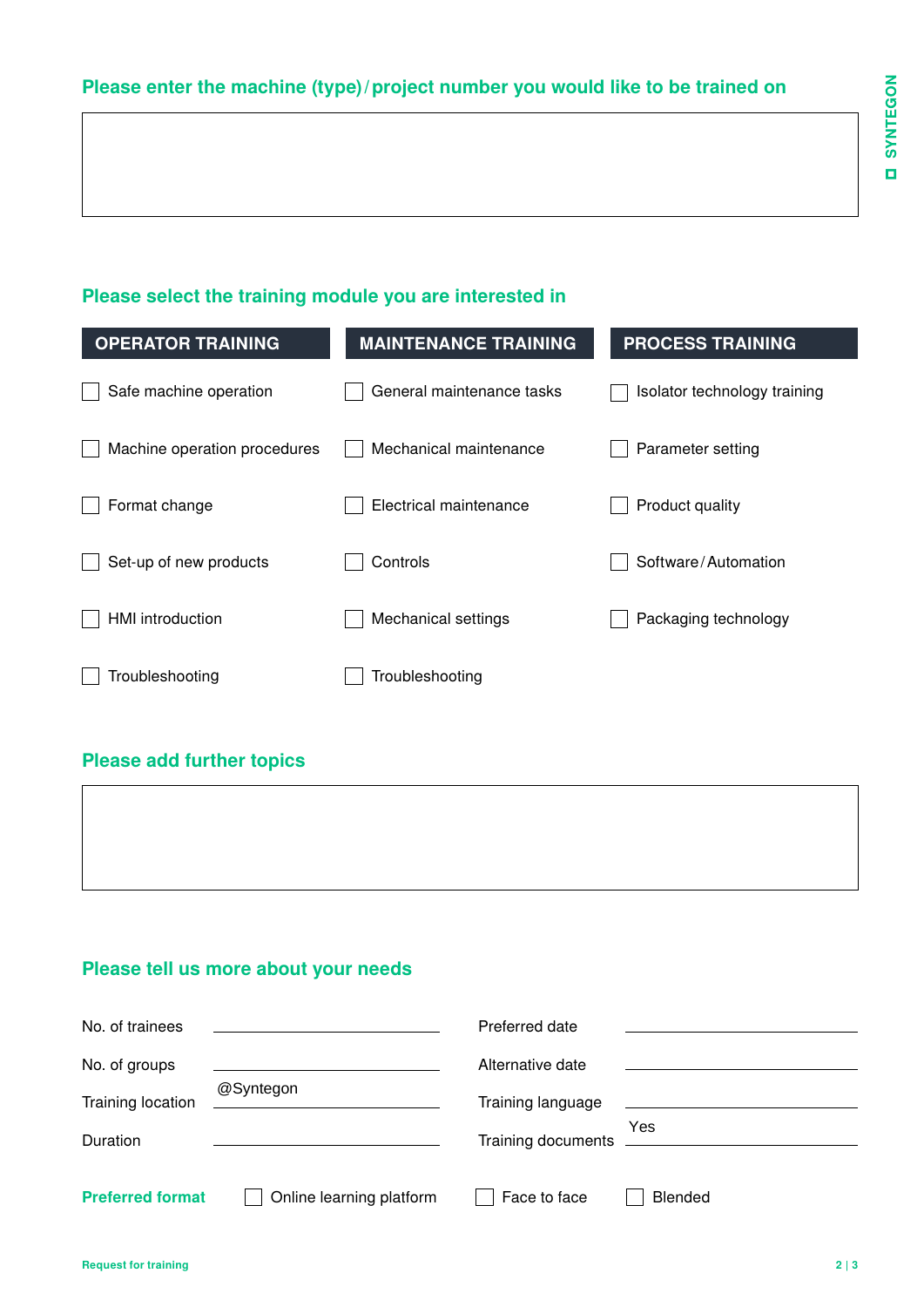## Please enter the machine (type) / project number you would like to be trained on

## Please select the training module you are interested in

| OPERATOR TRAINING | MAINTENANCE TRAINING | PROCESS TRAINING |
|---|---|---|
| ☐ Safe machine operation | ☐ General maintenance tasks | ☐ Isolator technology training |
| ☐ Machine operation procedures | ☐ Mechanical maintenance | ☐ Parameter setting |
| ☐ Format change | ☐ Electrical maintenance | ☐ Product quality |
| ☐ Set-up of new products | ☐ Controls | ☐ Software / Automation |
| ☐ HMI introduction | ☐ Mechanical settings | ☐ Packaging technology |
| ☐ Troubleshooting | ☐ Troubleshooting | |

## Please add further topics

## Please tell us more about your needs

| | | | |
|---|---|---|---|
| No. of trainees | | Preferred date | |
| No. of groups | | Alternative date | |
| Training location | @Syntegon | Training language | |
| Duration | | Training documents | Yes |

**Preferred format** ☐ Online learning platform ☐ Face to face ☐ Blended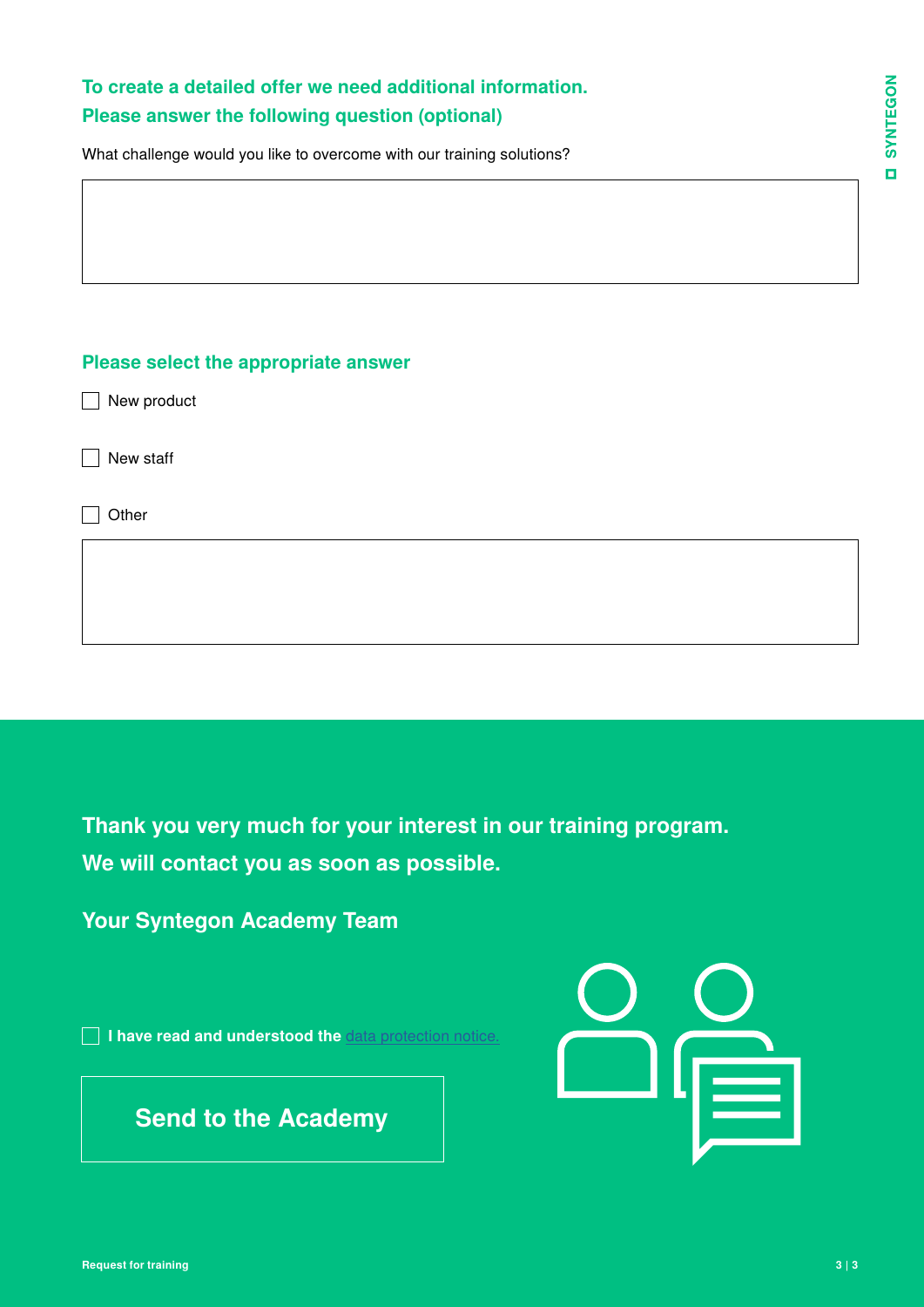**To create a detailed offer we need additional information.**
**Please answer the following question (optional)**

What challenge would you like to overcome with our training solutions?

**Please select the appropriate answer**

- [ ] New product
- [ ] New staff
- [ ] Other

**Thank you very much for your interest in our training program.**
**We will contact you as soon as possible.**

**Your Syntegon Academy Team**

- [ ] **I have read and understood the** [data protection notice.]

**Send to the Academy**